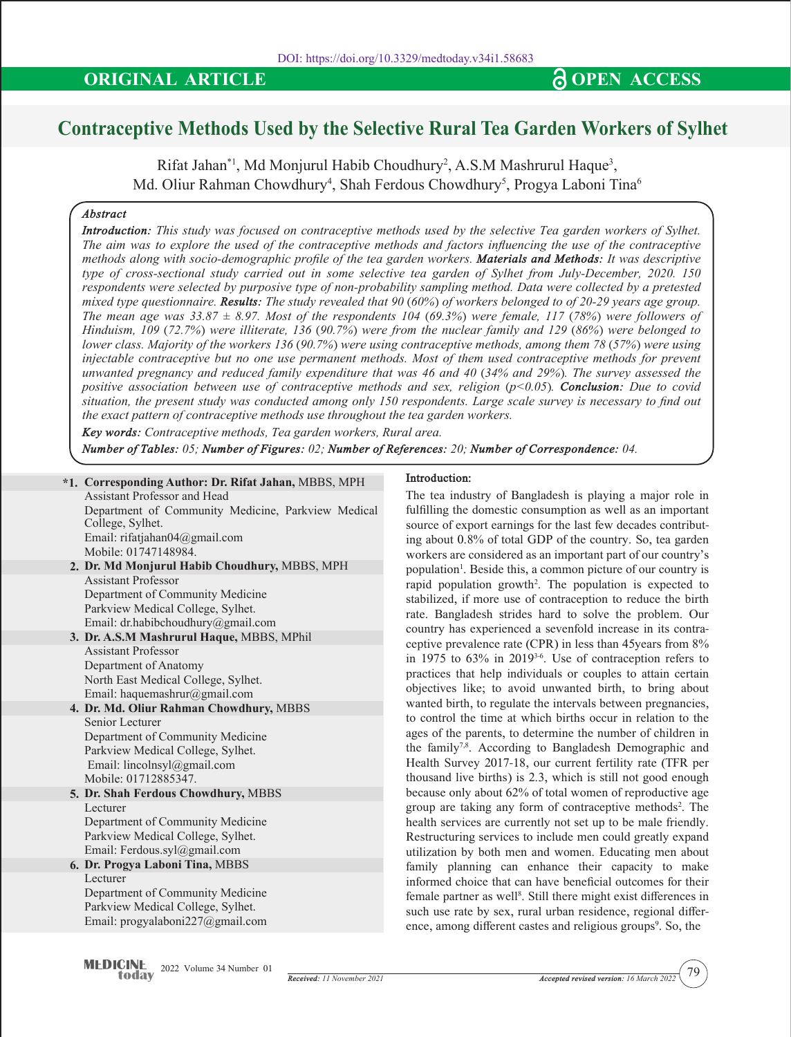DOI: https://doi.org/10.3329/medtoday.v34i1.58683

ORIGINAL ARTICLE — OPEN ACCESS

# Contraceptive Methods Used by the Selective Rural Tea Garden Workers of Sylhet

Rifat Jahan[*1], Md Monjurul Habib Choudhury[2], A.S.M Mashrurul Haque[3], Md. Oliur Rahman Chowdhury[4], Shah Ferdous Chowdhury[5], Progya Laboni Tina[6]

### Abstract

***Introduction:*** *This study was focused on contraceptive methods used by the selective Tea garden workers of Sylhet. The aim was to explore the used of the contraceptive methods and factors influencing the use of the contraceptive methods along with socio-demographic profile of the tea garden workers.* ***Materials and Methods:*** *It was descriptive type of cross-sectional study carried out in some selective tea garden of Sylhet from July-December, 2020. 150 respondents were selected by purposive type of non-probability sampling method. Data were collected by a pretested mixed type questionnaire.* ***Results:*** *The study revealed that 90 (60%) of workers belonged to of 20-29 years age group. The mean age was 33.87 ± 8.97. Most of the respondents 104 (69.3%) were female, 117 (78%) were followers of Hinduism, 109 (72.7%) were illiterate, 136 (90.7%) were from the nuclear family and 129 (86%) were belonged to lower class. Majority of the workers 136 (90.7%) were using contraceptive methods, among them 78 (57%) were using injectable contraceptive but no one use permanent methods. Most of them used contraceptive methods for prevent unwanted pregnancy and reduced family expenditure that was 46 and 40 (34% and 29%). The survey assessed the positive association between use of contraceptive methods and sex, religion ($p<0.05$).* ***Conclusion:*** *Due to covid situation, the present study was conducted among only 150 respondents. Large scale survey is necessary to find out the exact pattern of contraceptive methods use throughout the tea garden workers.*

***Key words:*** *Contraceptive methods, Tea garden workers, Rural area.*

***Number of Tables:*** *05;* ***Number of Figures:*** *02;* ***Number of References:*** *20;* ***Number of Correspondence:*** *04.*

**\*1. Corresponding Author: Dr. Rifat Jahan,** MBBS, MPH
Assistant Professor and Head
Department of Community Medicine, Parkview Medical College, Sylhet.
Email: rifatjahan04@gmail.com
Mobile: 01747148984.

**2. Dr. Md Monjurul Habib Choudhury,** MBBS, MPH
Assistant Professor
Department of Community Medicine
Parkview Medical College, Sylhet.
Email: dr.habibchoudhury@gmail.com

**3. Dr. A.S.M Mashrurul Haque,** MBBS, MPhil
Assistant Professor
Department of Anatomy
North East Medical College, Sylhet.
Email: haquemashrur@gmail.com

**4. Dr. Md. Oliur Rahman Chowdhury,** MBBS
Senior Lecturer
Department of Community Medicine
Parkview Medical College, Sylhet.
Email: lincolnsyl@gmail.com
Mobile: 01712885347.

**5. Dr. Shah Ferdous Chowdhury,** MBBS
Lecturer
Department of Community Medicine
Parkview Medical College, Sylhet.
Email: Ferdous.syl@gmail.com

**6. Dr. Progya Laboni Tina,** MBBS
Lecturer
Department of Community Medicine
Parkview Medical College, Sylhet.
Email: progyalaboni227@gmail.com

## Introduction:

The tea industry of Bangladesh is playing a major role in fulfilling the domestic consumption as well as an important source of export earnings for the last few decades contributing about 0.8% of total GDP of the country. So, tea garden workers are considered as an important part of our country's population[1]. Beside this, a common picture of our country is rapid population growth[2]. The population is expected to stabilized, if more use of contraception to reduce the birth rate. Bangladesh strides hard to solve the problem. Our country has experienced a sevenfold increase in its contraceptive prevalence rate (CPR) in less than 45years from 8% in 1975 to 63% in 2019[3-6]. Use of contraception refers to practices that help individuals or couples to attain certain objectives like; to avoid unwanted birth, to bring about wanted birth, to regulate the intervals between pregnancies, to control the time at which births occur in relation to the ages of the parents, to determine the number of children in the family[7,8]. According to Bangladesh Demographic and Health Survey 2017-18, our current fertility rate (TFR per thousand live births) is 2.3, which is still not good enough because only about 62% of total women of reproductive age group are taking any form of contraceptive methods[2]. The health services are currently not set up to be male friendly. Restructuring services to include men could greatly expand utilization by both men and women. Educating men about family planning can enhance their capacity to make informed choice that can have beneficial outcomes for their female partner as well[8]. Still there might exist differences in such use rate by sex, rural urban residence, regional difference, among different castes and religious groups[9]. So, the

*Received: 11 November 2021* *Accepted revised version: 16 March 2022*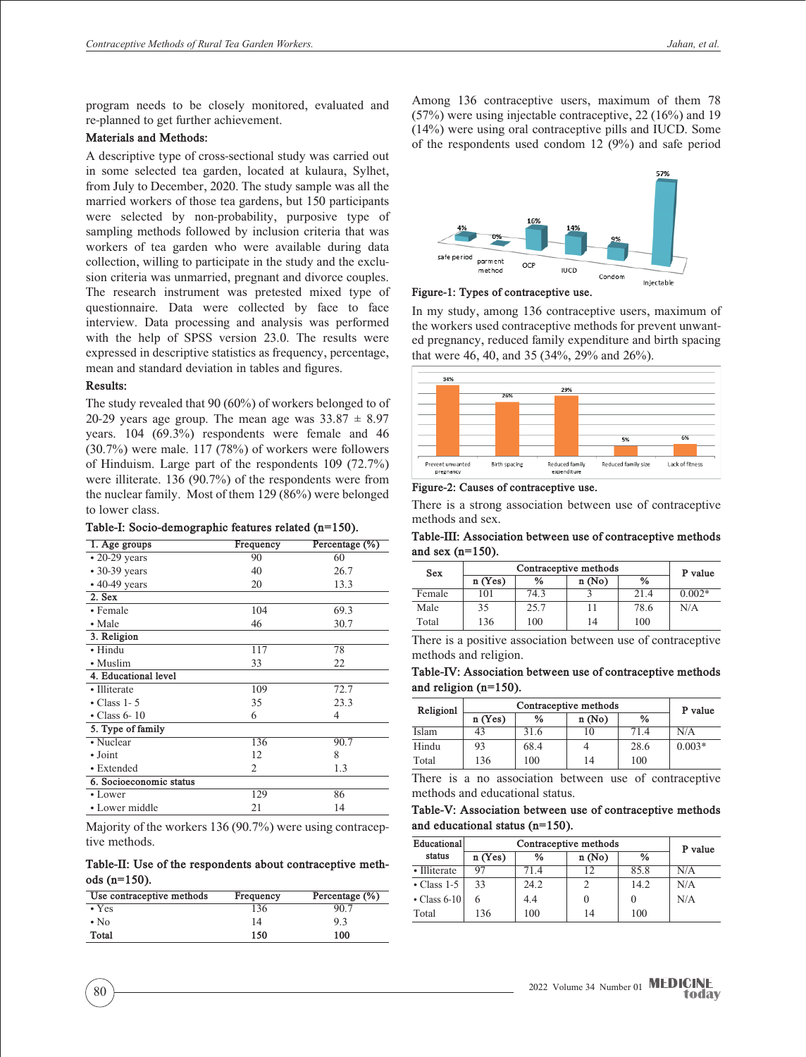program needs to be closely monitored, evaluated and re-planned to get further achievement.

## Materials and Methods:

A descriptive type of cross-sectional study was carried out in some selected tea garden, located at kulaura, Sylhet, from July to December, 2020. The study sample was all the married workers of those tea gardens, but 150 participants were selected by non-probability, purposive type of sampling methods followed by inclusion criteria that was workers of tea garden who were available during data collection, willing to participate in the study and the exclusion criteria was unmarried, pregnant and divorce couples. The research instrument was pretested mixed type of questionnaire. Data were collected by face to face interview. Data processing and analysis was performed with the help of SPSS version 23.0. The results were expressed in descriptive statistics as frequency, percentage, mean and standard deviation in tables and figures.

## Results:

The study revealed that 90 (60%) of workers belonged to of 20-29 years age group. The mean age was 33.87 ± 8.97 years. 104 (69.3%) respondents were female and 46 (30.7%) were male. 117 (78%) of workers were followers of Hinduism. Large part of the respondents 109 (72.7%) were illiterate. 136 (90.7%) of the respondents were from the nuclear family. Most of them 129 (86%) were belonged to lower class.

**Table-I: Socio-demographic features related (n=150).**

| 1. Age groups | Frequency | Percentage (%) |
|---|---|---|
| • 20-29 years | 90 | 60 |
| • 30-39 years | 40 | 26.7 |
| • 40-49 years | 20 | 13.3 |
| **2. Sex** | | |
| • Female | 104 | 69.3 |
| • Male | 46 | 30.7 |
| **3. Religion** | | |
| • Hindu | 117 | 78 |
| • Muslim | 33 | 22 |
| **4. Educational level** | | |
| • Illiterate | 109 | 72.7 |
| • Class 1- 5 | 35 | 23.3 |
| • Class 6- 10 | 6 | 4 |
| **5. Type of family** | | |
| • Nuclear | 136 | 90.7 |
| • Joint | 12 | 8 |
| • Extended | 2 | 1.3 |
| **6. Socioeconomic status** | | |
| • Lower | 129 | 86 |
| • Lower middle | 21 | 14 |

Majority of the workers 136 (90.7%) were using contraceptive methods.

**Table-II: Use of the respondents about contraceptive methods (n=150).**

| Use contraceptive methods | Frequency | Percentage (%) |
|---|---|---|
| • Yes | 136 | 90.7 |
| • No | 14 | 9.3 |
| **Total** | **150** | **100** |

Among 136 contraceptive users, maximum of them 78 (57%) were using injectable contraceptive, 22 (16%) and 19 (14%) were using oral contraceptive pills and IUCD. Some of the respondents used condom 12 (9%) and safe period

**Figure-1: Types of contraceptive use.**

In my study, among 136 contraceptive users, maximum of the workers used contraceptive methods for prevent unwanted pregnancy, reduced family expenditure and birth spacing that were 46, 40, and 35 (34%, 29% and 26%).

**Figure-2: Causes of contraceptive use.**

There is a strong association between use of contraceptive methods and sex.

**Table-III: Association between use of contraceptive methods and sex (n=150).**

| Sex | Contraceptive methods | | | | P value |
|---|---|---|---|---|---|
| | n (Yes) | % | n (No) | % | |
| Female | 101 | 74.3 | 3 | 21.4 | 0.002* |
| Male | 35 | 25.7 | 11 | 78.6 | N/A |
| Total | 136 | 100 | 14 | 100 | |

There is a positive association between use of contraceptive methods and religion.

**Table-IV: Association between use of contraceptive methods and religion (n=150).**

| Religionl | Contraceptive methods | | | | P value |
|---|---|---|---|---|---|
| | n (Yes) | % | n (No) | % | |
| Islam | 43 | 31.6 | 10 | 71.4 | N/A |
| Hindu | 93 | 68.4 | 4 | 28.6 | 0.003* |
| Total | 136 | 100 | 14 | 100 | |

There is a no association between use of contraceptive methods and educational status.

**Table-V: Association between use of contraceptive methods and educational status (n=150).**

| Educational status | Contraceptive methods | | | | P value |
|---|---|---|---|---|---|
| | n (Yes) | % | n (No) | % | |
| • Illiterate | 97 | 71.4 | 12 | 85.8 | N/A |
| • Class 1-5 | 33 | 24.2 | 2 | 14.2 | N/A |
| • Class 6-10 | 6 | 4.4 | 0 | 0 | N/A |
| Total | 136 | 100 | 14 | 100 | |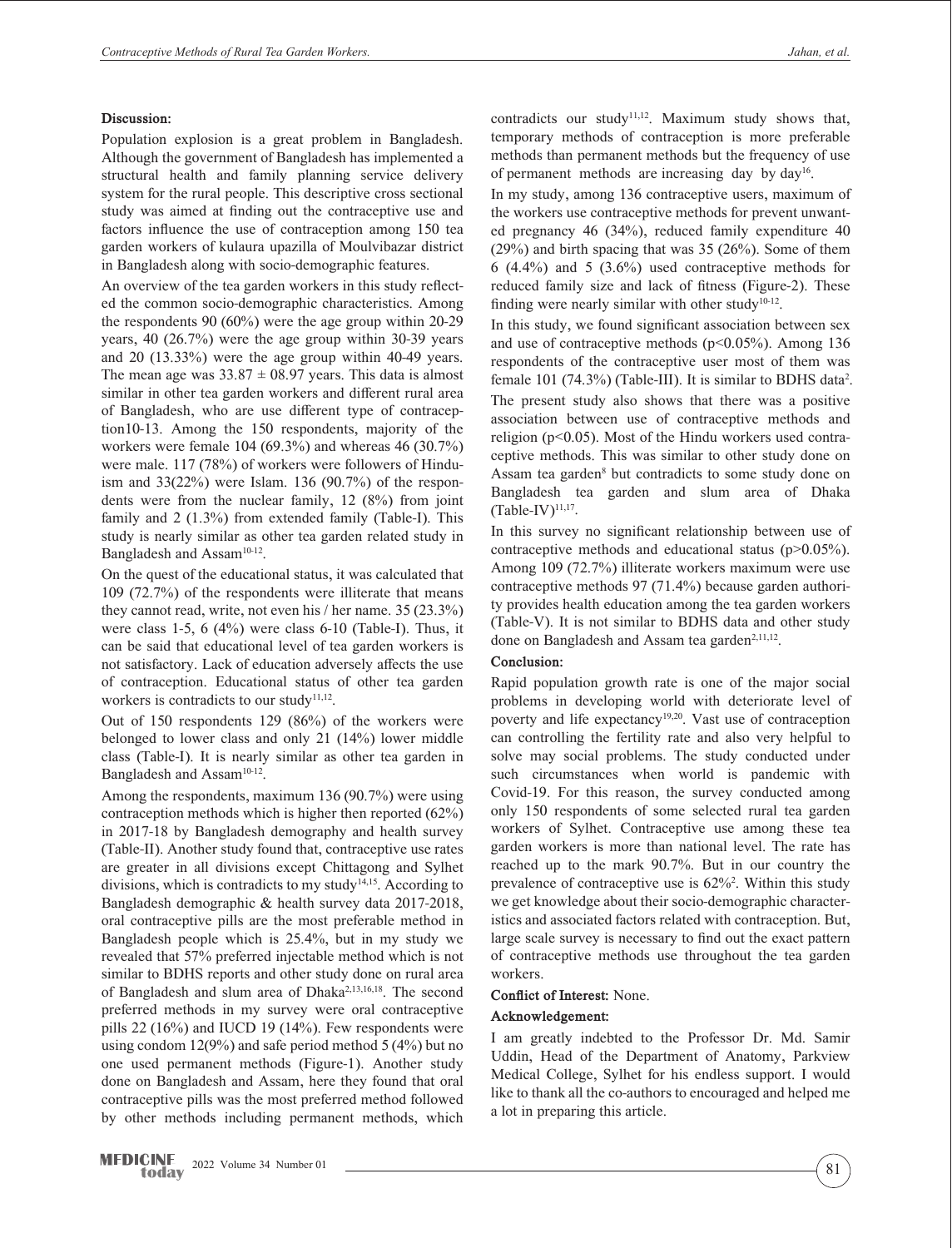**Discussion:**

Population explosion is a great problem in Bangladesh. Although the government of Bangladesh has implemented a structural health and family planning service delivery system for the rural people. This descriptive cross sectional study was aimed at finding out the contraceptive use and factors influence the use of contraception among 150 tea garden workers of kulaura upazilla of Moulvibazar district in Bangladesh along with socio-demographic features.

An overview of the tea garden workers in this study reflected the common socio-demographic characteristics. Among the respondents 90 (60%) were the age group within 20-29 years, 40 (26.7%) were the age group within 30-39 years and 20 (13.33%) were the age group within 40-49 years. The mean age was 33.87 ± 08.97 years. This data is almost similar in other tea garden workers and different rural area of Bangladesh, who are use different type of contraception10-13. Among the 150 respondents, majority of the workers were female 104 (69.3%) and whereas 46 (30.7%) were male. 117 (78%) of workers were followers of Hinduism and 33(22%) were Islam. 136 (90.7%) of the respondents were from the nuclear family, 12 (8%) from joint family and 2 (1.3%) from extended family (Table-I). This study is nearly similar as other tea garden related study in Bangladesh and Assam[10-12].

On the quest of the educational status, it was calculated that 109 (72.7%) of the respondents were illiterate that means they cannot read, write, not even his / her name. 35 (23.3%) were class 1-5, 6 (4%) were class 6-10 (Table-I). Thus, it can be said that educational level of tea garden workers is not satisfactory. Lack of education adversely affects the use of contraception. Educational status of other tea garden workers is contradicts to our study[11,12].

Out of 150 respondents 129 (86%) of the workers were belonged to lower class and only 21 (14%) lower middle class (Table-I). It is nearly similar as other tea garden in Bangladesh and Assam[10-12].

Among the respondents, maximum 136 (90.7%) were using contraception methods which is higher then reported (62%) in 2017-18 by Bangladesh demography and health survey (Table-II). Another study found that, contraceptive use rates are greater in all divisions except Chittagong and Sylhet divisions, which is contradicts to my study[14,15]. According to Bangladesh demographic & health survey data 2017-2018, oral contraceptive pills are the most preferable method in Bangladesh people which is 25.4%, but in my study we revealed that 57% preferred injectable method which is not similar to BDHS reports and other study done on rural area of Bangladesh and slum area of Dhaka[2,13,16,18]. The second preferred methods in my survey were oral contraceptive pills 22 (16%) and IUCD 19 (14%). Few respondents were using condom 12(9%) and safe period method 5 (4%) but no one used permanent methods (Figure-1). Another study done on Bangladesh and Assam, here they found that oral contraceptive pills was the most preferred method followed by other methods including permanent methods, which contradicts our study[11,12]. Maximum study shows that, temporary methods of contraception is more preferable methods than permanent methods but the frequency of use of permanent methods are increasing day by day[16].

In my study, among 136 contraceptive users, maximum of the workers use contraceptive methods for prevent unwanted pregnancy 46 (34%), reduced family expenditure 40 (29%) and birth spacing that was 35 (26%). Some of them 6 (4.4%) and 5 (3.6%) used contraceptive methods for reduced family size and lack of fitness (Figure-2). These finding were nearly similar with other study[10-12].

In this study, we found significant association between sex and use of contraceptive methods ($p<0.05\%$). Among 136 respondents of the contraceptive user most of them was female 101 (74.3%) (Table-III). It is similar to BDHS data[2].

The present study also shows that there was a positive association between use of contraceptive methods and religion ($p<0.05$). Most of the Hindu workers used contraceptive methods. This was similar to other study done on Assam tea garden[8] but contradicts to some study done on Bangladesh tea garden and slum area of Dhaka (Table-IV)[11,17].

In this survey no significant relationship between use of contraceptive methods and educational status ($p>0.05\%$). Among 109 (72.7%) illiterate workers maximum were use contraceptive methods 97 (71.4%) because garden authority provides health education among the tea garden workers (Table-V). It is not similar to BDHS data and other study done on Bangladesh and Assam tea garden[2,11,12].

**Conclusion:**

Rapid population growth rate is one of the major social problems in developing world with deteriorate level of poverty and life expectancy[19,20]. Vast use of contraception can controlling the fertility rate and also very helpful to solve may social problems. The study conducted under such circumstances when world is pandemic with Covid-19. For this reason, the survey conducted among only 150 respondents of some selected rural tea garden workers of Sylhet. Contraceptive use among these tea garden workers is more than national level. The rate has reached up to the mark 90.7%. But in our country the prevalence of contraceptive use is 62%[2]. Within this study we get knowledge about their socio-demographic characteristics and associated factors related with contraception. But, large scale survey is necessary to find out the exact pattern of contraceptive methods use throughout the tea garden workers.

**Conflict of Interest:** None.

**Acknowledgement:**

I am greatly indebted to the Professor Dr. Md. Samir Uddin, Head of the Department of Anatomy, Parkview Medical College, Sylhet for his endless support. I would like to thank all the co-authors to encouraged and helped me a lot in preparing this article.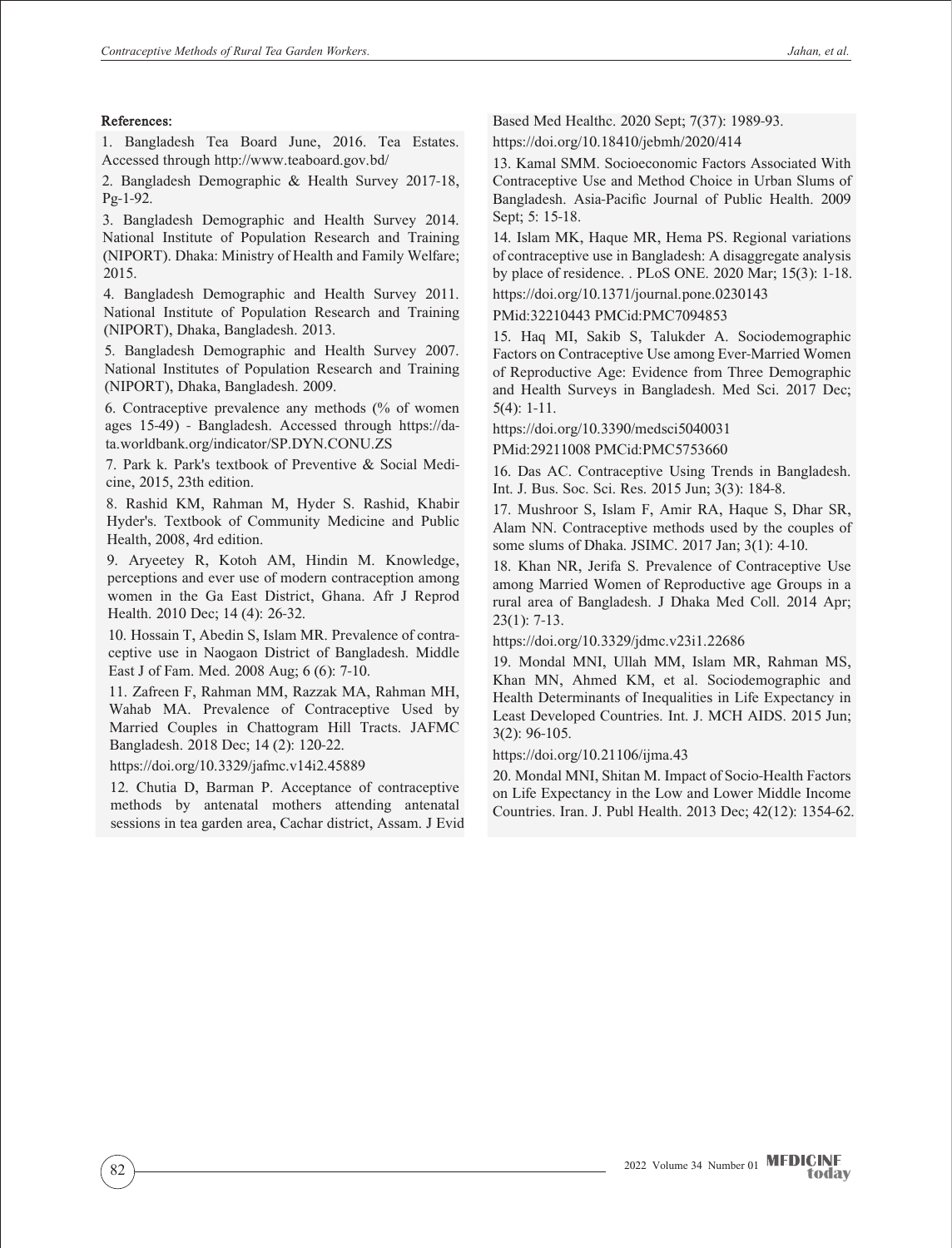**References:**

1. Bangladesh Tea Board June, 2016. Tea Estates. Accessed through http://www.teaboard.gov.bd/

2. Bangladesh Demographic & Health Survey 2017-18, Pg-1-92.

3. Bangladesh Demographic and Health Survey 2014. National Institute of Population Research and Training (NIPORT). Dhaka: Ministry of Health and Family Welfare; 2015.

4. Bangladesh Demographic and Health Survey 2011. National Institute of Population Research and Training (NIPORT), Dhaka, Bangladesh. 2013.

5. Bangladesh Demographic and Health Survey 2007. National Institutes of Population Research and Training (NIPORT), Dhaka, Bangladesh. 2009.

6. Contraceptive prevalence any methods (% of women ages 15-49) - Bangladesh. Accessed through https://data.worldbank.org/indicator/SP.DYN.CONU.ZS

7. Park k. Park's textbook of Preventive & Social Medicine, 2015, 23th edition.

8. Rashid KM, Rahman M, Hyder S. Rashid, Khabir Hyder's. Textbook of Community Medicine and Public Health, 2008, 4rd edition.

9. Aryeetey R, Kotoh AM, Hindin M. Knowledge, perceptions and ever use of modern contraception among women in the Ga East District, Ghana. Afr J Reprod Health. 2010 Dec; 14 (4): 26-32.

10. Hossain T, Abedin S, Islam MR. Prevalence of contraceptive use in Naogaon District of Bangladesh. Middle East J of Fam. Med. 2008 Aug; 6 (6): 7-10.

11. Zafreen F, Rahman MM, Razzak MA, Rahman MH, Wahab MA. Prevalence of Contraceptive Used by Married Couples in Chattogram Hill Tracts. JAFMC Bangladesh. 2018 Dec; 14 (2): 120-22.

https://doi.org/10.3329/jafmc.v14i2.45889

12. Chutia D, Barman P. Acceptance of contraceptive methods by antenatal mothers attending antenatal sessions in tea garden area, Cachar district, Assam. J Evid Based Med Healthc. 2020 Sept; 7(37): 1989-93.

https://doi.org/10.18410/jebmh/2020/414

13. Kamal SMM. Socioeconomic Factors Associated With Contraceptive Use and Method Choice in Urban Slums of Bangladesh. Asia-Pacific Journal of Public Health. 2009 Sept; 5: 15-18.

14. Islam MK, Haque MR, Hema PS. Regional variations of contraceptive use in Bangladesh: A disaggregate analysis by place of residence. . PLoS ONE. 2020 Mar; 15(3): 1-18.

https://doi.org/10.1371/journal.pone.0230143

PMid:32210443 PMCid:PMC7094853

15. Haq MI, Sakib S, Talukder A. Sociodemographic Factors on Contraceptive Use among Ever-Married Women of Reproductive Age: Evidence from Three Demographic and Health Surveys in Bangladesh. Med Sci. 2017 Dec; 5(4): 1-11.

https://doi.org/10.3390/medsci5040031

PMid:29211008 PMCid:PMC5753660

16. Das AC. Contraceptive Using Trends in Bangladesh. Int. J. Bus. Soc. Sci. Res. 2015 Jun; 3(3): 184-8.

17. Mushroor S, Islam F, Amir RA, Haque S, Dhar SR, Alam NN. Contraceptive methods used by the couples of some slums of Dhaka. JSIMC. 2017 Jan; 3(1): 4-10.

18. Khan NR, Jerifa S. Prevalence of Contraceptive Use among Married Women of Reproductive age Groups in a rural area of Bangladesh. J Dhaka Med Coll. 2014 Apr; 23(1): 7-13.

https://doi.org/10.3329/jdmc.v23i1.22686

19. Mondal MNI, Ullah MM, Islam MR, Rahman MS, Khan MN, Ahmed KM, et al. Sociodemographic and Health Determinants of Inequalities in Life Expectancy in Least Developed Countries. Int. J. MCH AIDS. 2015 Jun; 3(2): 96-105.

https://doi.org/10.21106/ijma.43

20. Mondal MNI, Shitan M. Impact of Socio-Health Factors on Life Expectancy in the Low and Lower Middle Income Countries. Iran. J. Publ Health. 2013 Dec; 42(12): 1354-62.